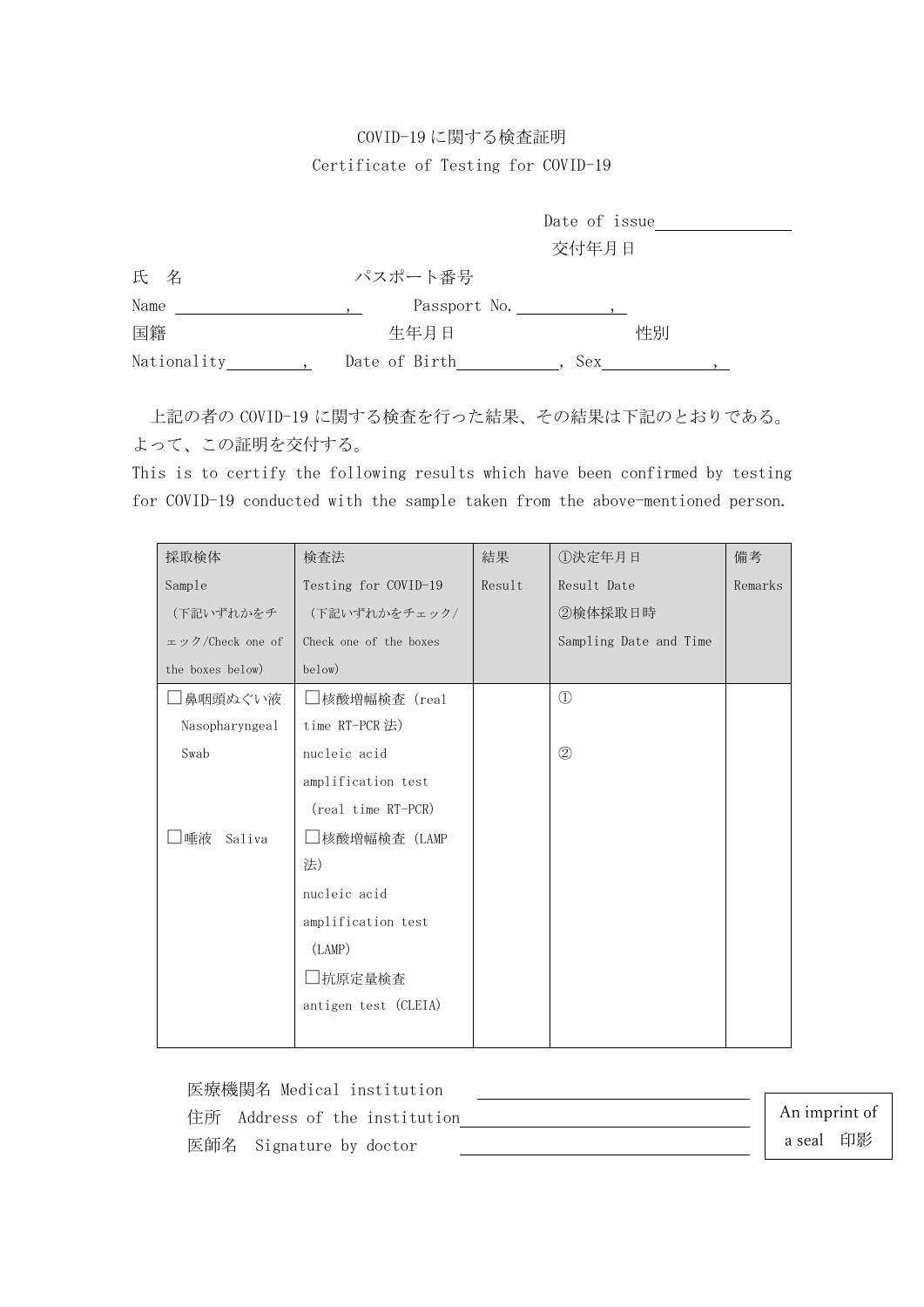# COVID-19に関する検査証明
# Certificate of Testing for COVID-19

Date of issue\_\_\_\_\_\_\_\_\_\_\_\_\_\_\_
交付年月日

氏　名　　　　　　　　　パスポート番号
Name \_\_\_\_\_\_\_\_\_\_\_\_\_\_\_\_\_\_\_\_, Passport No. \_\_\_\_\_\_\_\_\_\_\_,

国籍　　　　　　　　　　生年月日　　　　　　　　性別
Nationality\_\_\_\_\_\_\_\_, Date of Birth\_\_\_\_\_\_\_\_\_\_\_, Sex\_\_\_\_\_\_\_\_\_\_\_\_,

上記の者のCOVID-19に関する検査を行った結果、その結果は下記のとおりである。よって、この証明を交付する。

This is to certify the following results which have been confirmed by testing for COVID-19 conducted with the sample taken from the above-mentioned person.

| 採取検体 Sample (下記いずれかをチェック/Check one of the boxes below) | 検査法 Testing for COVID-19 (下記いずれかをチェック/Check one of the boxes below) | 結果 Result | ①決定年月日 Result Date ②検体採取日時 Sampling Date and Time | 備考 Remarks |
|---|---|---|---|---|
| □鼻咽頭ぬぐい液 Nasopharyngeal Swab<br><br>□唾液　Saliva | □核酸増幅検査 (real time RT-PCR法) nucleic acid amplification test (real time RT-PCR)<br><br>□核酸増幅検査 (LAMP法) nucleic acid amplification test (LAMP)<br><br>□抗原定量検査 antigen test (CLEIA) | | ①<br><br>② | |

医療機関名 Medical institution \_\_\_\_\_\_\_\_\_\_\_\_\_\_\_\_\_\_\_\_\_\_\_\_
住所　Address of the institution\_\_\_\_\_\_\_\_\_\_\_\_\_\_\_\_\_\_\_\_\_\_\_\_
医師名　Signature by doctor \_\_\_\_\_\_\_\_\_\_\_\_\_\_\_\_\_\_\_\_\_\_\_\_

An imprint of a seal　印影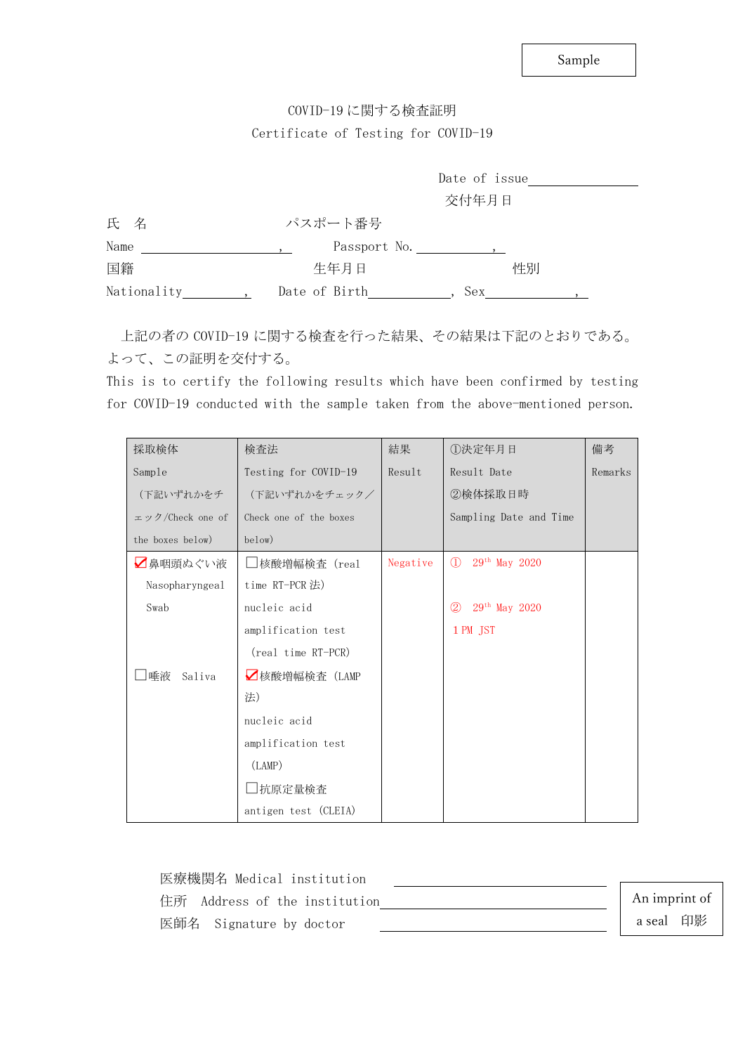Sample

COVID-19に関する検査証明

Certificate of Testing for COVID-19

Date of issue\_\_\_\_\_\_\_\_\_\_\_\_\_\_

交付年月日

氏　名　　　　　　　　　パスポート番号

Name \_\_\_\_\_\_\_\_\_\_\_\_\_\_\_\_\_\_, Passport No. \_\_\_\_\_\_\_\_\_\_,

国籍　　　　　　　　　　生年月日　　　　　　　　　性別

Nationality\_\_\_\_\_\_\_\_, Date of Birth\_\_\_\_\_\_\_\_\_\_, Sex\_\_\_\_\_\_\_\_\_\_,

上記の者のCOVID-19に関する検査を行った結果、その結果は下記のとおりである。よって、この証明を交付する。

This is to certify the following results which have been confirmed by testing for COVID-19 conducted with the sample taken from the above-mentioned person.

| 採取検体 Sample （下記いずれかをチェック/Check one of the boxes below） | 検査法 Testing for COVID-19 （下記いずれかをチェック／Check one of the boxes below） | 結果 Result | ①決定年月日 Result Date ②検体採取日時 Sampling Date and Time | 備考 Remarks |
|---|---|---|---|---|
| ☑鼻咽頭ぬぐい液 Nasopharyngeal Swab<br><br>☐唾液　Saliva | ☐核酸増幅検査（real time RT-PCR法） nucleic acid amplification test （real time RT-PCR）<br>☑核酸増幅検査（LAMP法） nucleic acid amplification test （LAMP）<br>☐抗原定量検査 antigen test（CLEIA） | Negative | ① 29th May 2020<br><br>② 29th May 2020 1 PM JST | |

医療機関名 Medical institution \_\_\_\_\_\_\_\_\_\_\_\_\_\_\_\_\_\_\_\_\_\_\_\_

住所　Address of the institution\_\_\_\_\_\_\_\_\_\_\_\_\_\_\_\_\_\_\_\_\_\_\_\_

医師名　Signature by doctor \_\_\_\_\_\_\_\_\_\_\_\_\_\_\_\_\_\_\_\_\_\_\_\_

An imprint of a seal　印影